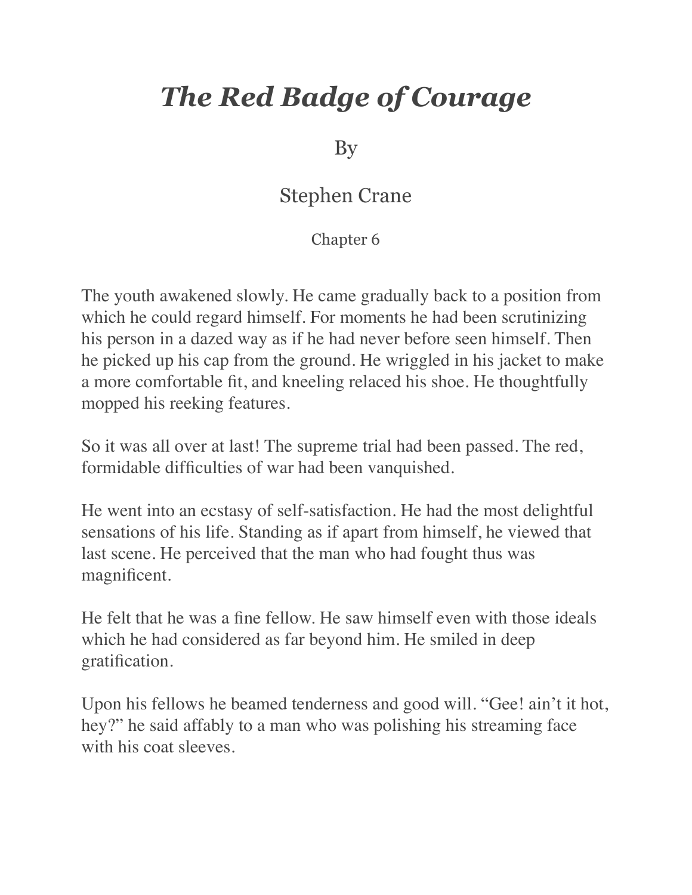# *The Red Badge of Courage*

By

Stephen Crane

Chapter 6

The youth awakened slowly. He came gradually back to a position from which he could regard himself. For moments he had been scrutinizing his person in a dazed way as if he had never before seen himself. Then he picked up his cap from the ground. He wriggled in his jacket to make a more comfortable fit, and kneeling relaced his shoe. He thoughtfully mopped his reeking features.

So it was all over at last! The supreme trial had been passed. The red, formidable difficulties of war had been vanquished.

He went into an ecstasy of self-satisfaction. He had the most delightful sensations of his life. Standing as if apart from himself, he viewed that last scene. He perceived that the man who had fought thus was magnificent.

He felt that he was a fine fellow. He saw himself even with those ideals which he had considered as far beyond him. He smiled in deep gratification.

Upon his fellows he beamed tenderness and good will. “Gee! ain’t it hot, hey?” he said affably to a man who was polishing his streaming face with his coat sleeves.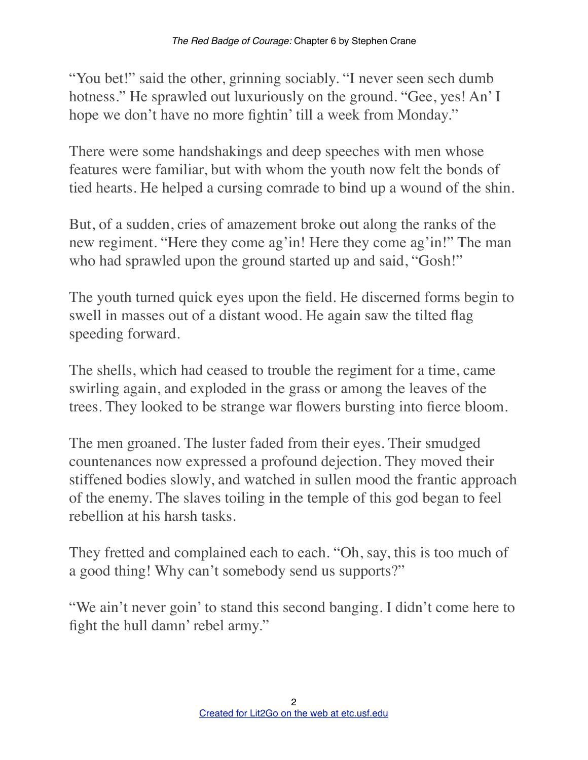"You bet!" said the other, grinning sociably. "I never seen sech dumb hotness." He sprawled out luxuriously on the ground. "Gee, yes! An' I hope we don't have no more fightin' till a week from Monday."

There were some handshakings and deep speeches with men whose features were familiar, but with whom the youth now felt the bonds of tied hearts. He helped a cursing comrade to bind up a wound of the shin.

But, of a sudden, cries of amazement broke out along the ranks of the new regiment. "Here they come ag'in! Here they come ag'in!" The man who had sprawled upon the ground started up and said, "Gosh!"

The youth turned quick eyes upon the field. He discerned forms begin to swell in masses out of a distant wood. He again saw the tilted flag speeding forward.

The shells, which had ceased to trouble the regiment for a time, came swirling again, and exploded in the grass or among the leaves of the trees. They looked to be strange war flowers bursting into fierce bloom.

The men groaned. The luster faded from their eyes. Their smudged countenances now expressed a profound dejection. They moved their stiffened bodies slowly, and watched in sullen mood the frantic approach of the enemy. The slaves toiling in the temple of this god began to feel rebellion at his harsh tasks.

They fretted and complained each to each. "Oh, say, this is too much of a good thing! Why can't somebody send us supports?"

"We ain't never goin' to stand this second banging. I didn't come here to fight the hull damn' rebel army."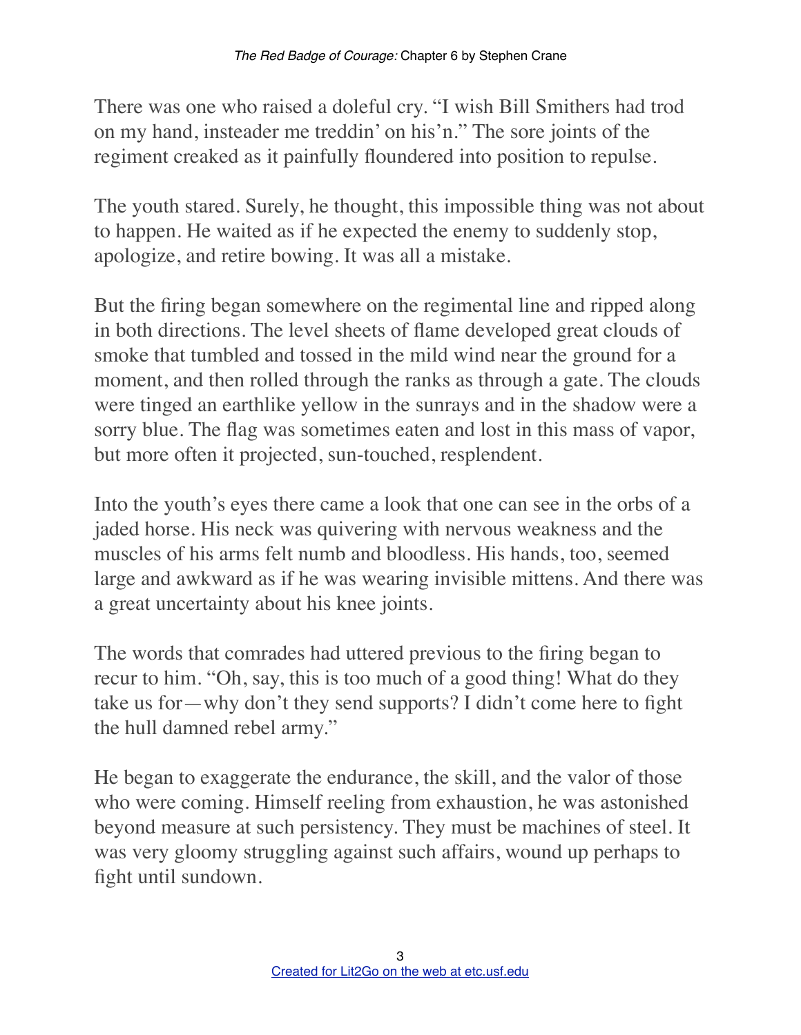There was one who raised a doleful cry. "I wish Bill Smithers had trod on my hand, insteader me treddin' on his'n." The sore joints of the regiment creaked as it painfully floundered into position to repulse.

The youth stared. Surely, he thought, this impossible thing was not about to happen. He waited as if he expected the enemy to suddenly stop, apologize, and retire bowing. It was all a mistake.

But the firing began somewhere on the regimental line and ripped along in both directions. The level sheets of flame developed great clouds of smoke that tumbled and tossed in the mild wind near the ground for a moment, and then rolled through the ranks as through a gate. The clouds were tinged an earthlike yellow in the sunrays and in the shadow were a sorry blue. The flag was sometimes eaten and lost in this mass of vapor, but more often it projected, sun-touched, resplendent.

Into the youth's eyes there came a look that one can see in the orbs of a jaded horse. His neck was quivering with nervous weakness and the muscles of his arms felt numb and bloodless. His hands, too, seemed large and awkward as if he was wearing invisible mittens. And there was a great uncertainty about his knee joints.

The words that comrades had uttered previous to the firing began to recur to him. "Oh, say, this is too much of a good thing! What do they take us for—why don't they send supports? I didn't come here to fight the hull damned rebel army."

He began to exaggerate the endurance, the skill, and the valor of those who were coming. Himself reeling from exhaustion, he was astonished beyond measure at such persistency. They must be machines of steel. It was very gloomy struggling against such affairs, wound up perhaps to fight until sundown.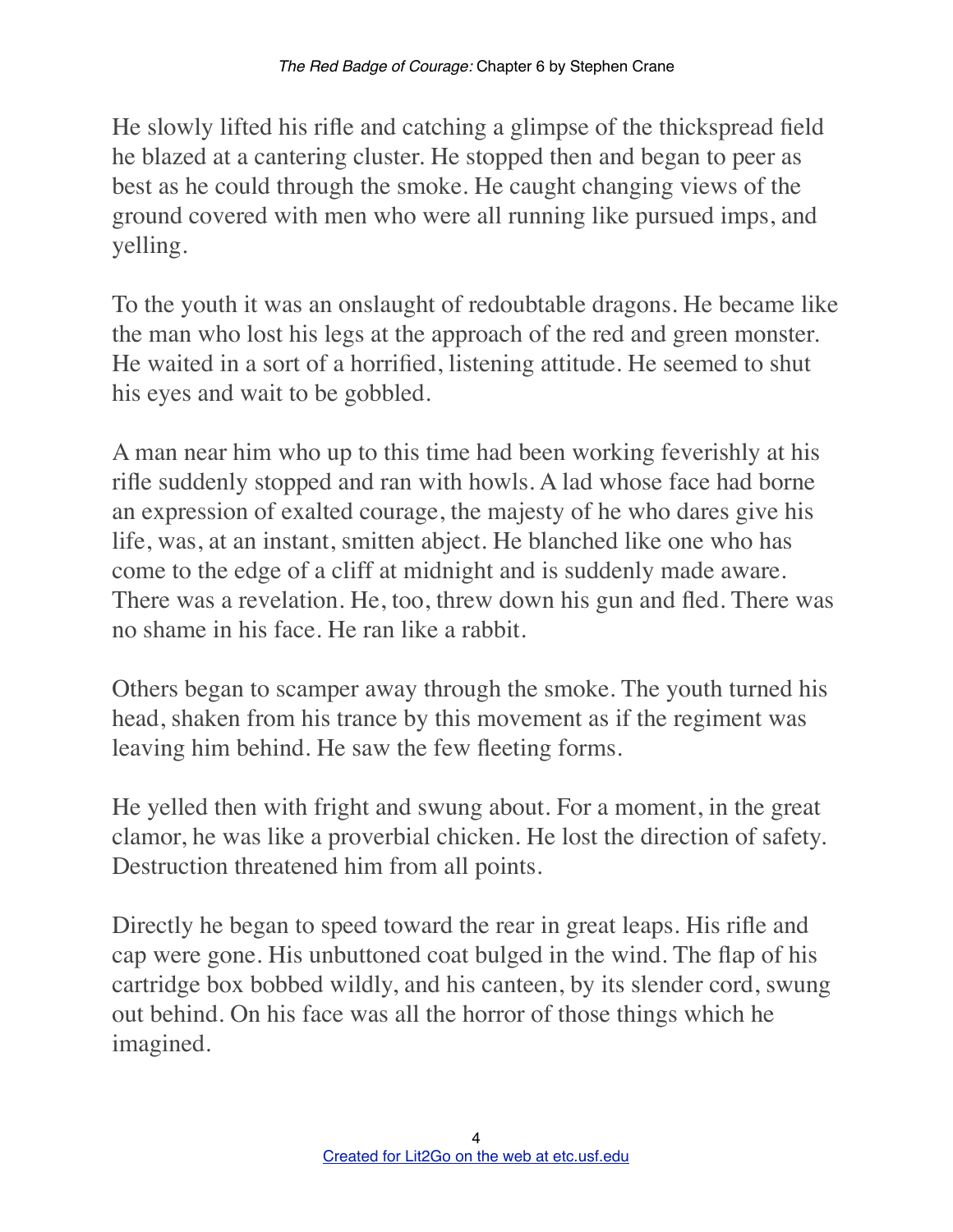He slowly lifted his rifle and catching a glimpse of the thickspread field he blazed at a cantering cluster. He stopped then and began to peer as best as he could through the smoke. He caught changing views of the ground covered with men who were all running like pursued imps, and yelling.

To the youth it was an onslaught of redoubtable dragons. He became like the man who lost his legs at the approach of the red and green monster. He waited in a sort of a horrified, listening attitude. He seemed to shut his eyes and wait to be gobbled.

A man near him who up to this time had been working feverishly at his rifle suddenly stopped and ran with howls. A lad whose face had borne an expression of exalted courage, the majesty of he who dares give his life, was, at an instant, smitten abject. He blanched like one who has come to the edge of a cliff at midnight and is suddenly made aware. There was a revelation. He, too, threw down his gun and fled. There was no shame in his face. He ran like a rabbit.

Others began to scamper away through the smoke. The youth turned his head, shaken from his trance by this movement as if the regiment was leaving him behind. He saw the few fleeting forms.

He yelled then with fright and swung about. For a moment, in the great clamor, he was like a proverbial chicken. He lost the direction of safety. Destruction threatened him from all points.

Directly he began to speed toward the rear in great leaps. His rifle and cap were gone. His unbuttoned coat bulged in the wind. The flap of his cartridge box bobbed wildly, and his canteen, by its slender cord, swung out behind. On his face was all the horror of those things which he imagined.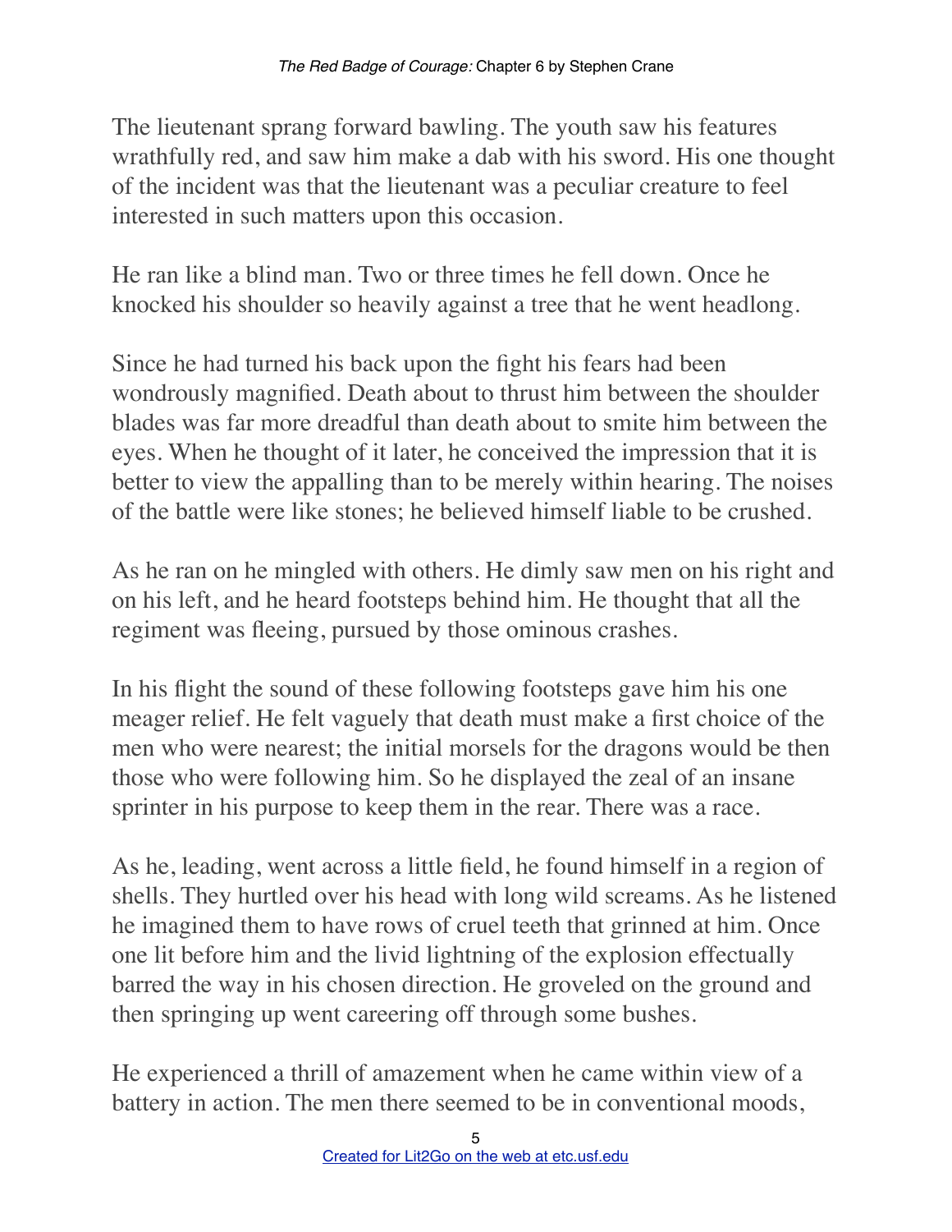The lieutenant sprang forward bawling. The youth saw his features wrathfully red, and saw him make a dab with his sword. His one thought of the incident was that the lieutenant was a peculiar creature to feel interested in such matters upon this occasion.

He ran like a blind man. Two or three times he fell down. Once he knocked his shoulder so heavily against a tree that he went headlong.

Since he had turned his back upon the fight his fears had been wondrously magnified. Death about to thrust him between the shoulder blades was far more dreadful than death about to smite him between the eyes. When he thought of it later, he conceived the impression that it is better to view the appalling than to be merely within hearing. The noises of the battle were like stones; he believed himself liable to be crushed.

As he ran on he mingled with others. He dimly saw men on his right and on his left, and he heard footsteps behind him. He thought that all the regiment was fleeing, pursued by those ominous crashes.

In his flight the sound of these following footsteps gave him his one meager relief. He felt vaguely that death must make a first choice of the men who were nearest; the initial morsels for the dragons would be then those who were following him. So he displayed the zeal of an insane sprinter in his purpose to keep them in the rear. There was a race.

As he, leading, went across a little field, he found himself in a region of shells. They hurtled over his head with long wild screams. As he listened he imagined them to have rows of cruel teeth that grinned at him. Once one lit before him and the livid lightning of the explosion effectually barred the way in his chosen direction. He groveled on the ground and then springing up went careering off through some bushes.

He experienced a thrill of amazement when he came within view of a battery in action. The men there seemed to be in conventional moods,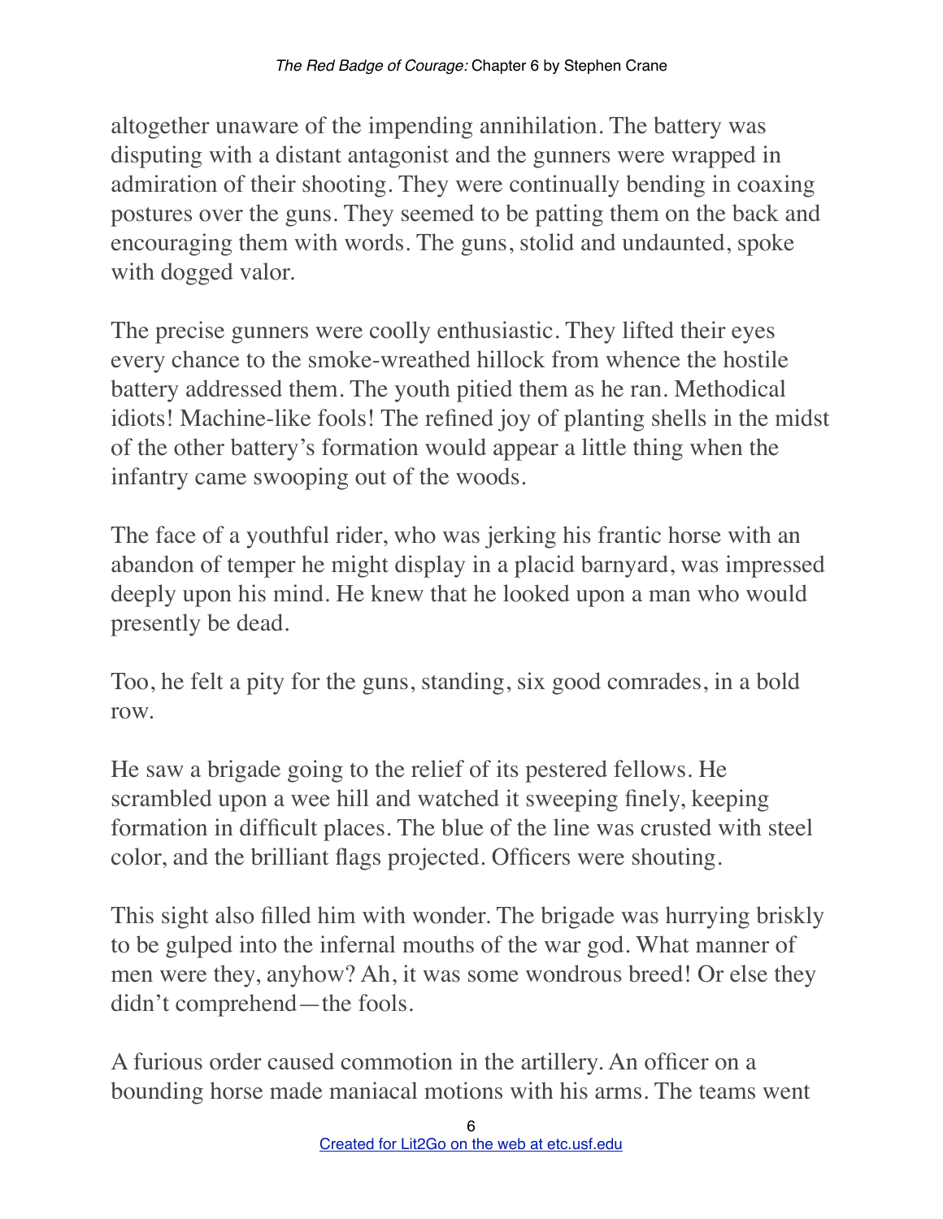altogether unaware of the impending annihilation. The battery was disputing with a distant antagonist and the gunners were wrapped in admiration of their shooting. They were continually bending in coaxing postures over the guns. They seemed to be patting them on the back and encouraging them with words. The guns, stolid and undaunted, spoke with dogged valor.

The precise gunners were coolly enthusiastic. They lifted their eyes every chance to the smoke-wreathed hillock from whence the hostile battery addressed them. The youth pitied them as he ran. Methodical idiots! Machine-like fools! The refined joy of planting shells in the midst of the other battery's formation would appear a little thing when the infantry came swooping out of the woods.

The face of a youthful rider, who was jerking his frantic horse with an abandon of temper he might display in a placid barnyard, was impressed deeply upon his mind. He knew that he looked upon a man who would presently be dead.

Too, he felt a pity for the guns, standing, six good comrades, in a bold row.

He saw a brigade going to the relief of its pestered fellows. He scrambled upon a wee hill and watched it sweeping finely, keeping formation in difficult places. The blue of the line was crusted with steel color, and the brilliant flags projected. Officers were shouting.

This sight also filled him with wonder. The brigade was hurrying briskly to be gulped into the infernal mouths of the war god. What manner of men were they, anyhow? Ah, it was some wondrous breed! Or else they didn't comprehend—the fools.

A furious order caused commotion in the artillery. An officer on a bounding horse made maniacal motions with his arms. The teams went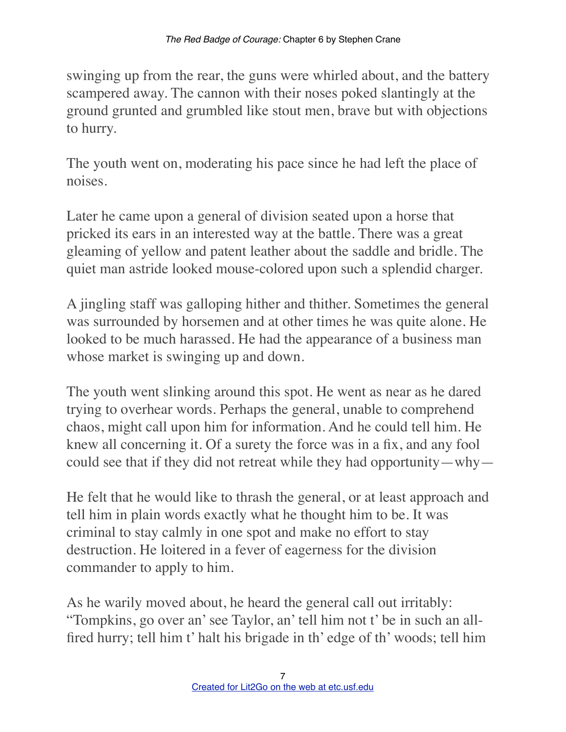swinging up from the rear, the guns were whirled about, and the battery scampered away. The cannon with their noses poked slantingly at the ground grunted and grumbled like stout men, brave but with objections to hurry.

The youth went on, moderating his pace since he had left the place of noises.

Later he came upon a general of division seated upon a horse that pricked its ears in an interested way at the battle. There was a great gleaming of yellow and patent leather about the saddle and bridle. The quiet man astride looked mouse-colored upon such a splendid charger.

A jingling staff was galloping hither and thither. Sometimes the general was surrounded by horsemen and at other times he was quite alone. He looked to be much harassed. He had the appearance of a business man whose market is swinging up and down.

The youth went slinking around this spot. He went as near as he dared trying to overhear words. Perhaps the general, unable to comprehend chaos, might call upon him for information. And he could tell him. He knew all concerning it. Of a surety the force was in a fix, and any fool could see that if they did not retreat while they had opportunity—why—

He felt that he would like to thrash the general, or at least approach and tell him in plain words exactly what he thought him to be. It was criminal to stay calmly in one spot and make no effort to stay destruction. He loitered in a fever of eagerness for the division commander to apply to him.

As he warily moved about, he heard the general call out irritably: "Tompkins, go over an' see Taylor, an' tell him not t' be in such an all-fired hurry; tell him t' halt his brigade in th' edge of th' woods; tell him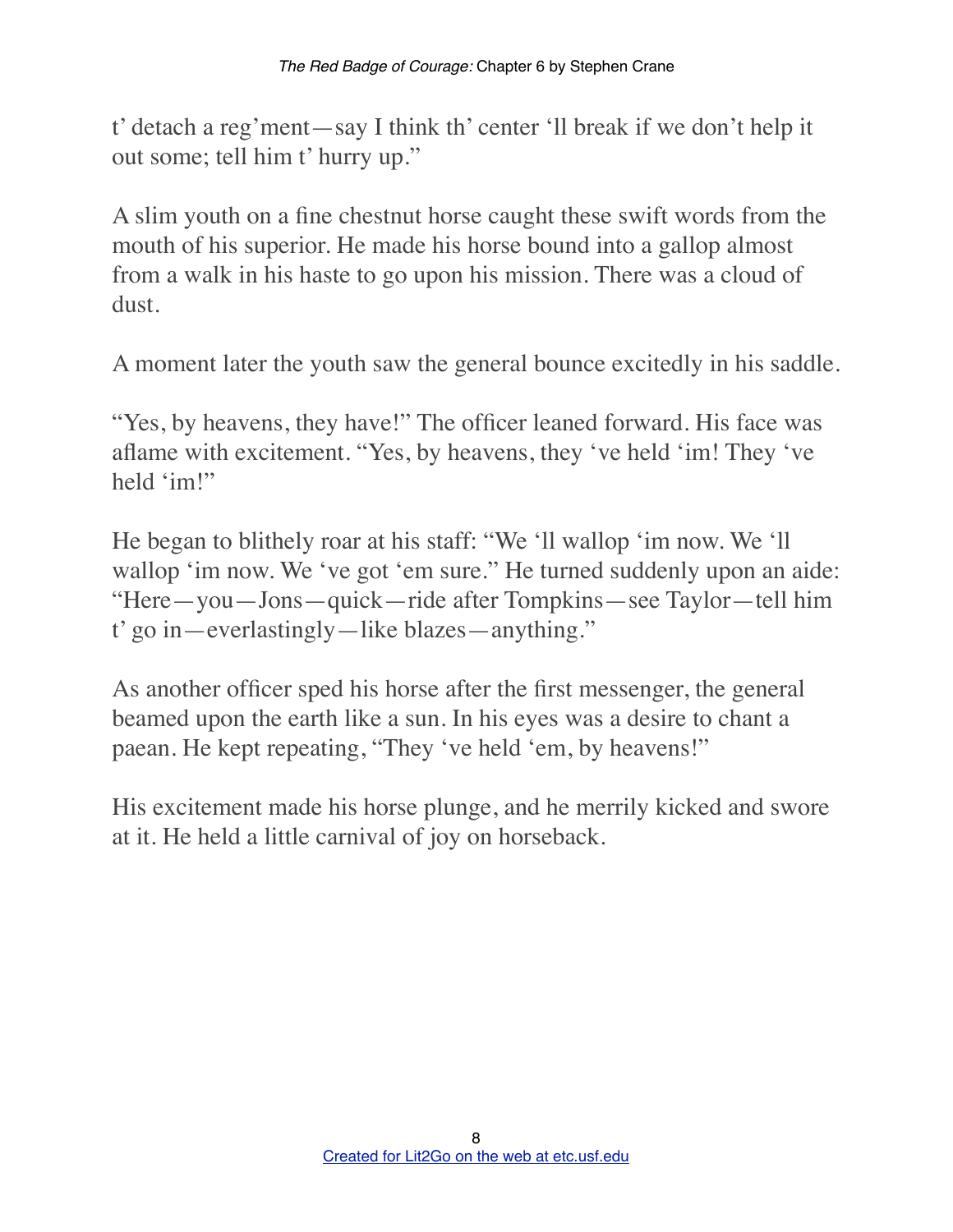t' detach a reg'ment—say I think th' center 'll break if we don't help it out some; tell him t' hurry up."

A slim youth on a fine chestnut horse caught these swift words from the mouth of his superior. He made his horse bound into a gallop almost from a walk in his haste to go upon his mission. There was a cloud of dust.

A moment later the youth saw the general bounce excitedly in his saddle.

"Yes, by heavens, they have!" The officer leaned forward. His face was aflame with excitement. "Yes, by heavens, they 've held 'im! They 've held 'im!"

He began to blithely roar at his staff: "We 'll wallop 'im now. We 'll wallop 'im now. We 've got 'em sure." He turned suddenly upon an aide: "Here—you—Jons—quick—ride after Tompkins—see Taylor—tell him t' go in—everlastingly—like blazes—anything."

As another officer sped his horse after the first messenger, the general beamed upon the earth like a sun. In his eyes was a desire to chant a paean. He kept repeating, "They 've held 'em, by heavens!"

His excitement made his horse plunge, and he merrily kicked and swore at it. He held a little carnival of joy on horseback.